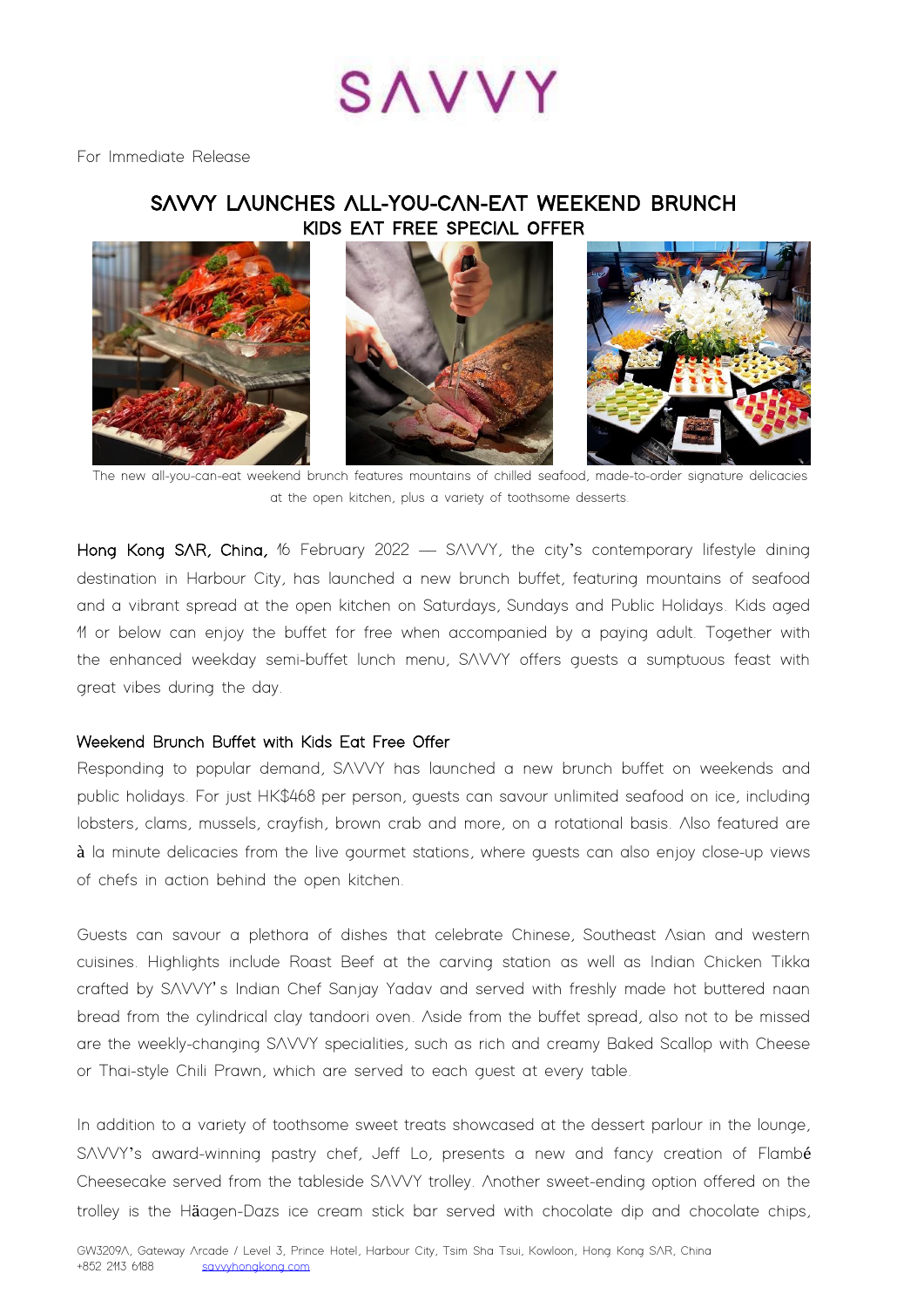# SAVVY

For Immediate Release

## SAVVY LAUNCHES ALL-YOU-CAN-EAT WEEKEND BRUNCH
### KIDS EAT FREE SPECIAL OFFER

The new all-you-can-eat weekend brunch features mountains of chilled seafood, made-to-order signature delicacies at the open kitchen, plus a variety of toothsome desserts.

**Hong Kong SAR, China,** 16 February 2022 — SAVVY, the city's contemporary lifestyle dining destination in Harbour City, has launched a new brunch buffet, featuring mountains of seafood and a vibrant spread at the open kitchen on Saturdays, Sundays and Public Holidays. Kids aged 11 or below can enjoy the buffet for free when accompanied by a paying adult. Together with the enhanced weekday semi-buffet lunch menu, SAVVY offers guests a sumptuous feast with great vibes during the day.

### Weekend Brunch Buffet with Kids Eat Free Offer

Responding to popular demand, SAVVY has launched a new brunch buffet on weekends and public holidays. For just HK$468 per person, guests can savour unlimited seafood on ice, including lobsters, clams, mussels, crayfish, brown crab and more, on a rotational basis. Also featured are à la minute delicacies from the live gourmet stations, where guests can also enjoy close-up views of chefs in action behind the open kitchen.

Guests can savour a plethora of dishes that celebrate Chinese, Southeast Asian and western cuisines. Highlights include Roast Beef at the carving station as well as Indian Chicken Tikka crafted by SAVVY's Indian Chef Sanjay Yadav and served with freshly made hot buttered naan bread from the cylindrical clay tandoori oven. Aside from the buffet spread, also not to be missed are the weekly-changing SAVVY specialities, such as rich and creamy Baked Scallop with Cheese or Thai-style Chili Prawn, which are served to each guest at every table.

In addition to a variety of toothsome sweet treats showcased at the dessert parlour in the lounge, SAVVY's award-winning pastry chef, Jeff Lo, presents a new and fancy creation of Flambé Cheesecake served from the tableside SAVVY trolley. Another sweet-ending option offered on the trolley is the Häagen-Dazs ice cream stick bar served with chocolate dip and chocolate chips,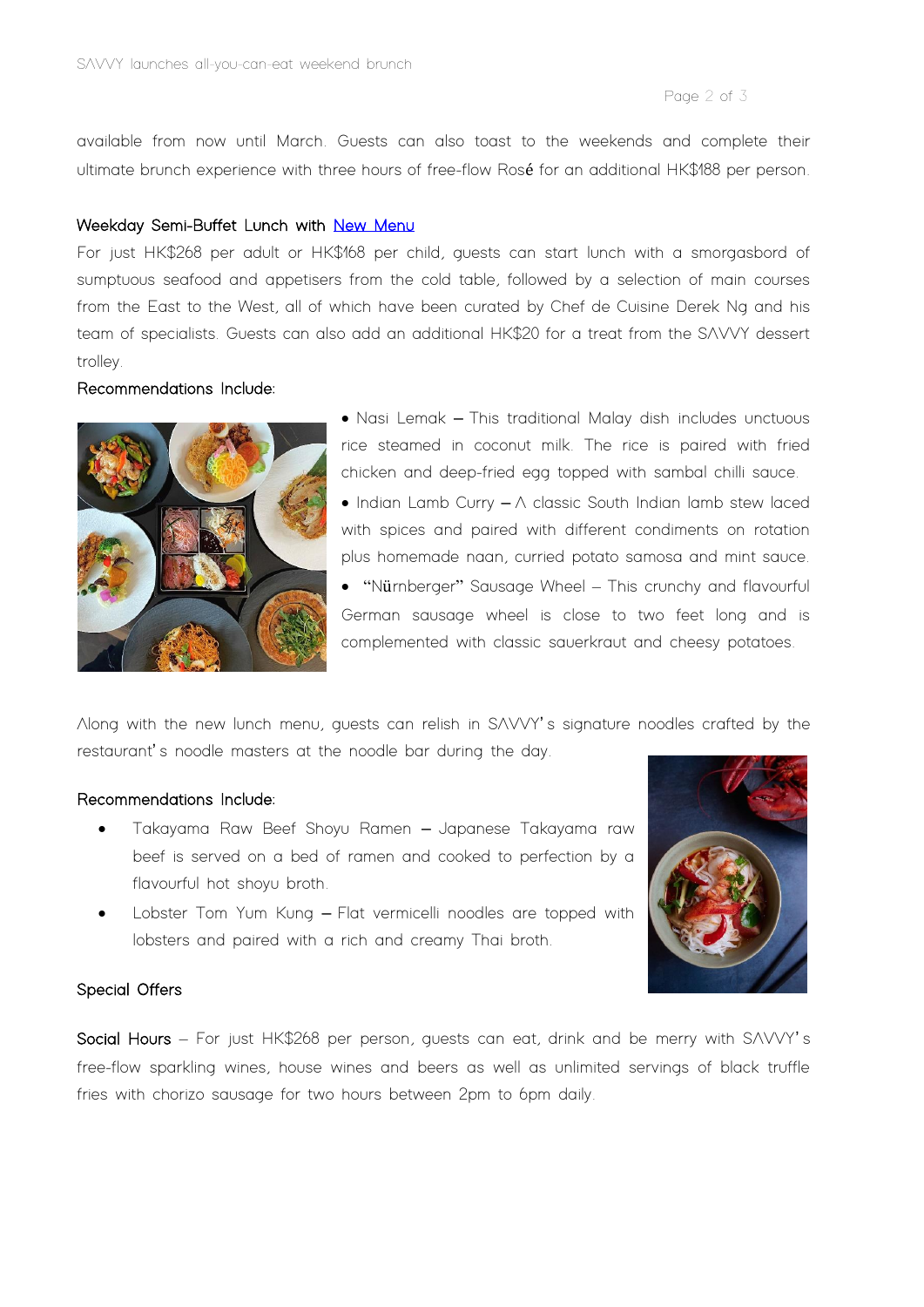available from now until March. Guests can also toast to the weekends and complete their ultimate brunch experience with three hours of free-flow Rosé for an additional HK$188 per person.

**Weekday Semi-Buffet Lunch with [New Menu]**

For just HK$268 per adult or HK$168 per child, guests can start lunch with a smorgasbord of sumptuous seafood and appetisers from the cold table, followed by a selection of main courses from the East to the West, all of which have been curated by Chef de Cuisine Derek Ng and his team of specialists. Guests can also add an additional HK$20 for a treat from the SAVVY dessert trolley.

**Recommendations Include:**

- Nasi Lemak – This traditional Malay dish includes unctuous rice steamed in coconut milk. The rice is paired with fried chicken and deep-fried egg topped with sambal chilli sauce.
- Indian Lamb Curry – A classic South Indian lamb stew laced with spices and paired with different condiments on rotation plus homemade naan, curried potato samosa and mint sauce.
- "Nürnberger" Sausage Wheel – This crunchy and flavourful German sausage wheel is close to two feet long and is complemented with classic sauerkraut and cheesy potatoes.

Along with the new lunch menu, guests can relish in SAVVY's signature noodles crafted by the restaurant's noodle masters at the noodle bar during the day.

**Recommendations Include:**

- Takayama Raw Beef Shoyu Ramen – Japanese Takayama raw beef is served on a bed of ramen and cooked to perfection by a flavourful hot shoyu broth.
- Lobster Tom Yum Kung – Flat vermicelli noodles are topped with lobsters and paired with a rich and creamy Thai broth.

**Special Offers**

**Social Hours** – For just HK$268 per person, guests can eat, drink and be merry with SAVVY's free-flow sparkling wines, house wines and beers as well as unlimited servings of black truffle fries with chorizo sausage for two hours between 2pm to 6pm daily.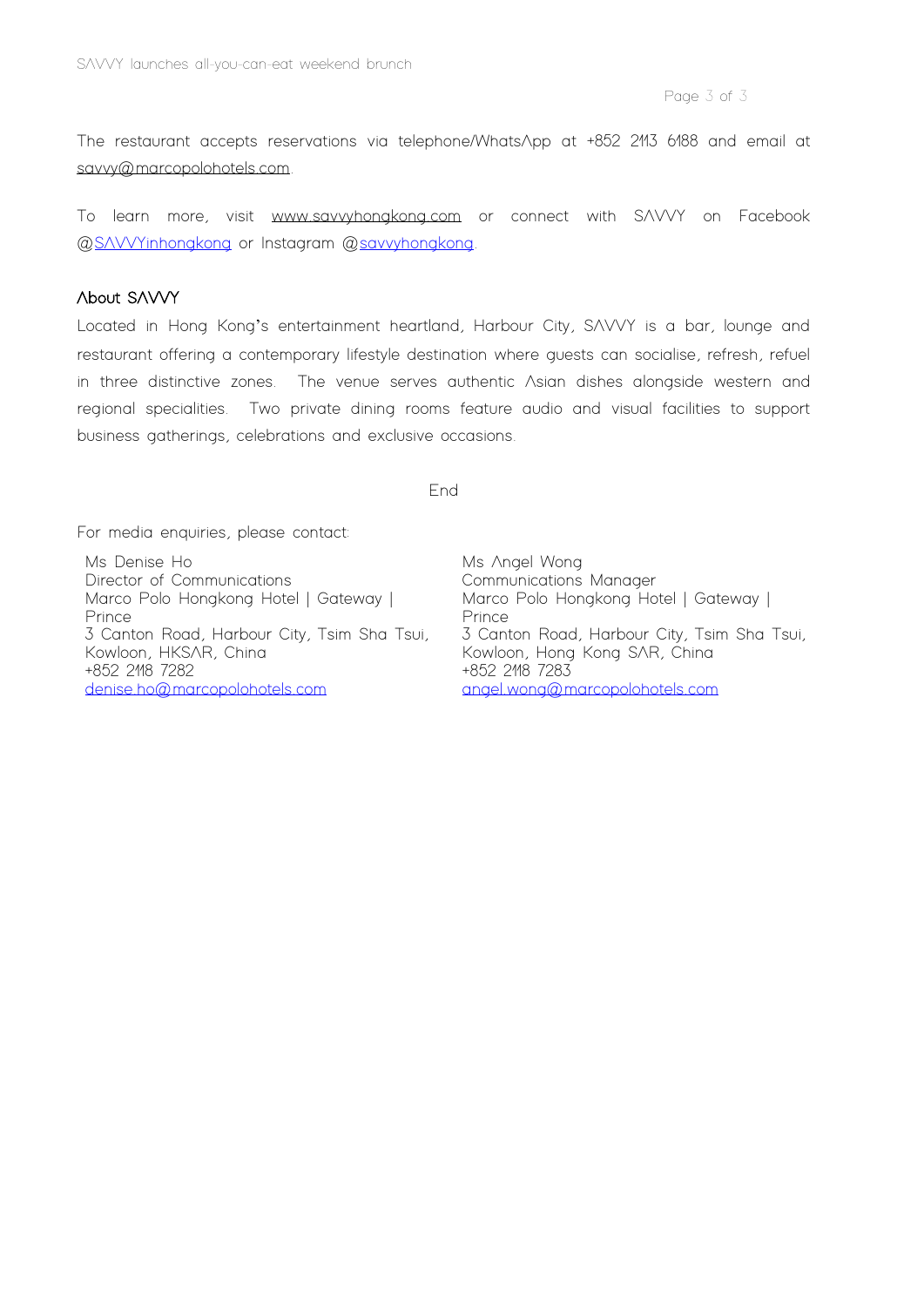The restaurant accepts reservations via telephone/WhatsApp at +852 2113 6188 and email at savvy@marcopolohotels.com.

To learn more, visit www.savvyhongkong.com or connect with SAVVY on Facebook @SAVVYinhongkong or Instagram @savvyhongkong.

## About SAVVY

Located in Hong Kong's entertainment heartland, Harbour City, SAVVY is a bar, lounge and restaurant offering a contemporary lifestyle destination where guests can socialise, refresh, refuel in three distinctive zones. The venue serves authentic Asian dishes alongside western and regional specialities. Two private dining rooms feature audio and visual facilities to support business gatherings, celebrations and exclusive occasions.

End

For media enquiries, please contact:

Ms Denise Ho
Director of Communications
Marco Polo Hongkong Hotel | Gateway | Prince
3 Canton Road, Harbour City, Tsim Sha Tsui, Kowloon, HKSAR, China
+852 2118 7282
denise.ho@marcopolohotels.com

Ms Angel Wong
Communications Manager
Marco Polo Hongkong Hotel | Gateway | Prince
3 Canton Road, Harbour City, Tsim Sha Tsui, Kowloon, Hong Kong SAR, China
+852 2118 7283
angel.wong@marcopolohotels.com